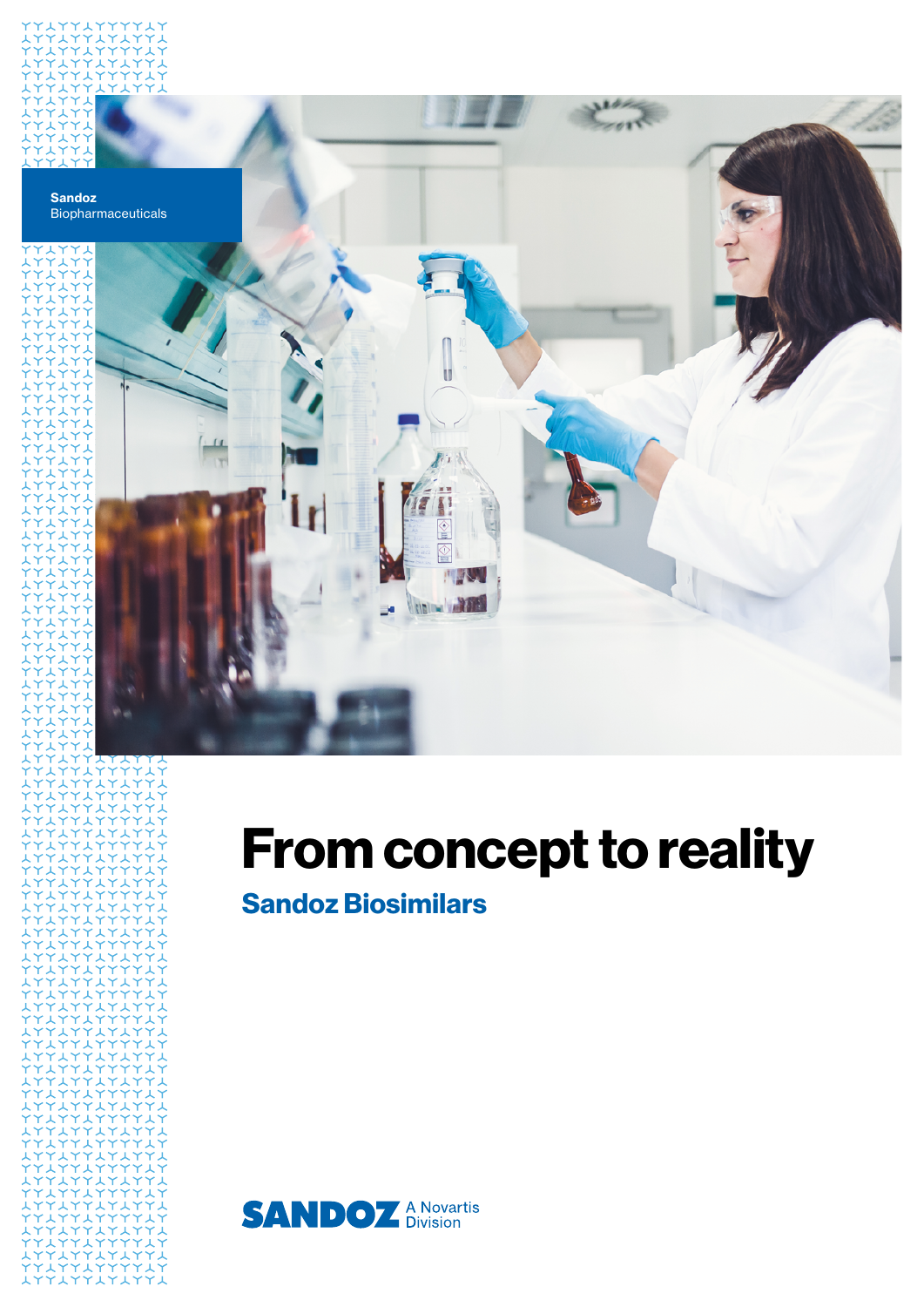**Sandoz**
Biopharmaceuticals

# From concept to reality

## Sandoz Biosimilars

SANDOZ A Novartis Division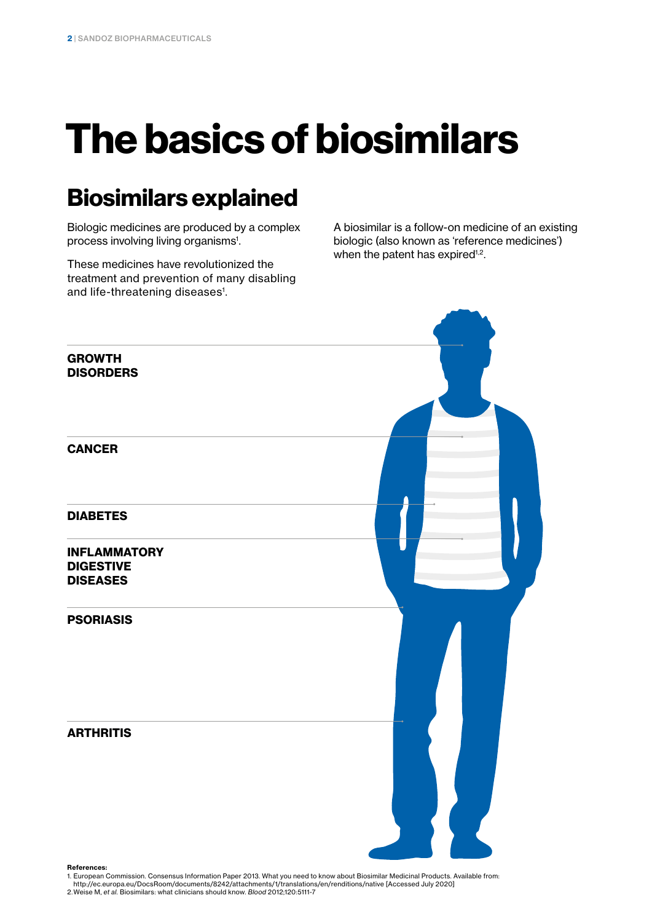# The basics of biosimilars

## Biosimilars explained

Biologic medicines are produced by a complex process involving living organisms[1].

These medicines have revolutionized the treatment and prevention of many disabling and life-threatening diseases[1].

A biosimilar is a follow-on medicine of an existing biologic (also known as 'reference medicines') when the patent has expired[1,2].

**GROWTH DISORDERS**

**CANCER**

**DIABETES**

**INFLAMMATORY DIGESTIVE DISEASES**

**PSORIASIS**

**ARTHRITIS**

**References:**

1. European Commission. Consensus Information Paper 2013. What you need to know about Biosimilar Medicinal Products. Available from: http://ec.europa.eu/DocsRoom/documents/8242/attachments/1/translations/en/renditions/native [Accessed July 2020]
2. Weise M, *et al.* Biosimilars: what clinicians should know. *Blood* 2012;120:5111-7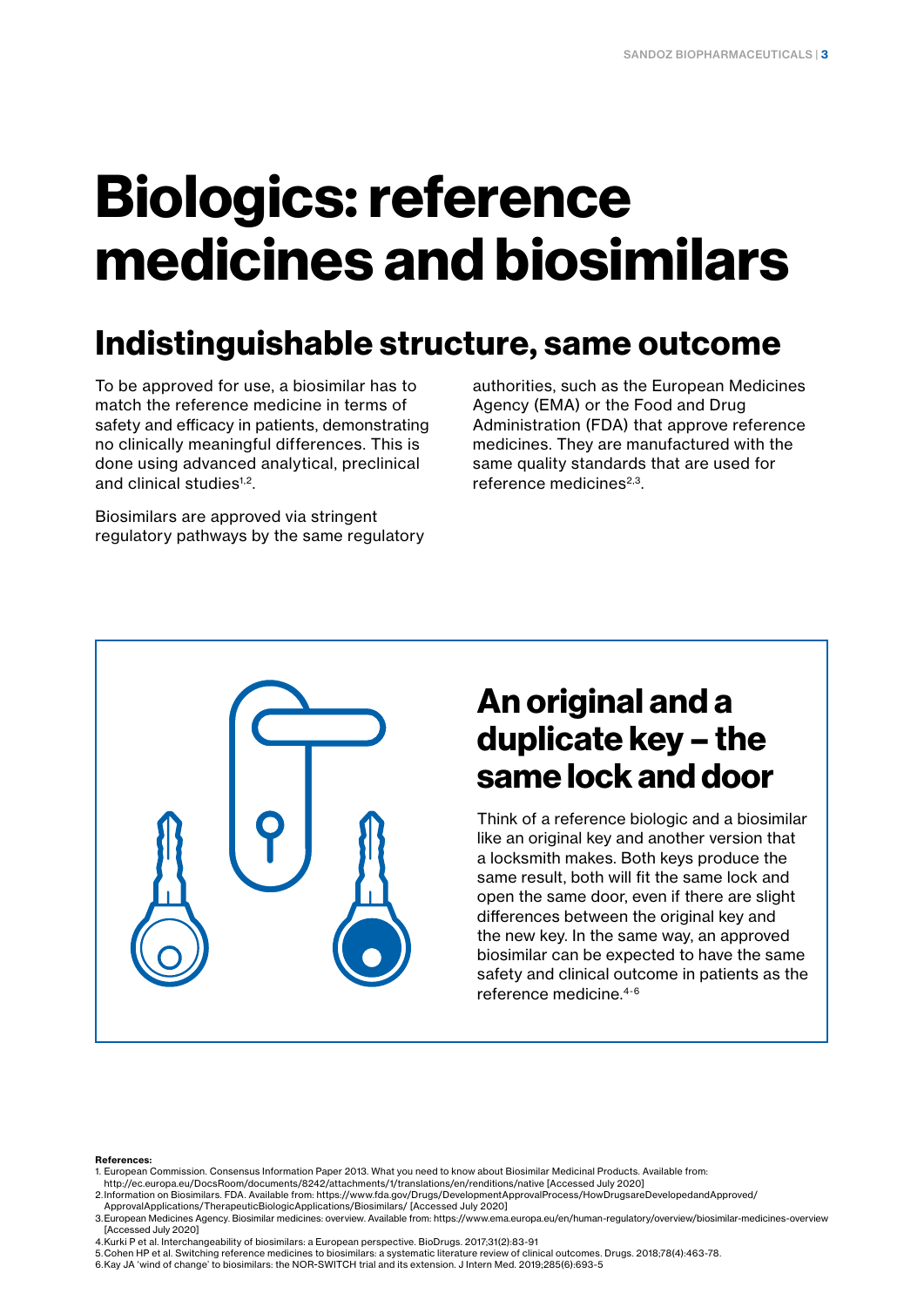# Biologics: reference medicines and biosimilars

## Indistinguishable structure, same outcome

To be approved for use, a biosimilar has to match the reference medicine in terms of safety and efficacy in patients, demonstrating no clinically meaningful differences. This is done using advanced analytical, preclinical and clinical studies[1,2].

Biosimilars are approved via stringent regulatory pathways by the same regulatory authorities, such as the European Medicines Agency (EMA) or the Food and Drug Administration (FDA) that approve reference medicines. They are manufactured with the same quality standards that are used for reference medicines[2,3].

## An original and a duplicate key – the same lock and door

Think of a reference biologic and a biosimilar like an original key and another version that a locksmith makes. Both keys produce the same result, both will fit the same lock and open the same door, even if there are slight differences between the original key and the new key. In the same way, an approved biosimilar can be expected to have the same safety and clinical outcome in patients as the reference medicine.[4-6]

**References:**

1. European Commission. Consensus Information Paper 2013. What you need to know about Biosimilar Medicinal Products. Available from: http://ec.europa.eu/DocsRoom/documents/8242/attachments/1/translations/en/renditions/native [Accessed July 2020]
2. Information on Biosimilars. FDA. Available from: https://www.fda.gov/Drugs/DevelopmentApprovalProcess/HowDrugsareDevelopedandApproved/ApprovalApplications/TherapeuticBiologicApplications/Biosimilars/ [Accessed July 2020]
3. European Medicines Agency. Biosimilar medicines: overview. Available from: https://www.ema.europa.eu/en/human-regulatory/overview/biosimilar-medicines-overview [Accessed July 2020]
4. Kurki P et al. Interchangeability of biosimilars: a European perspective. BioDrugs. 2017;31(2):83-91
5. Cohen HP et al. Switching reference medicines to biosimilars: a systematic literature review of clinical outcomes. Drugs. 2018;78(4):463-78.
6. Kay JA 'wind of change' to biosimilars: the NOR-SWITCH trial and its extension. J Intern Med. 2019;285(6):693-5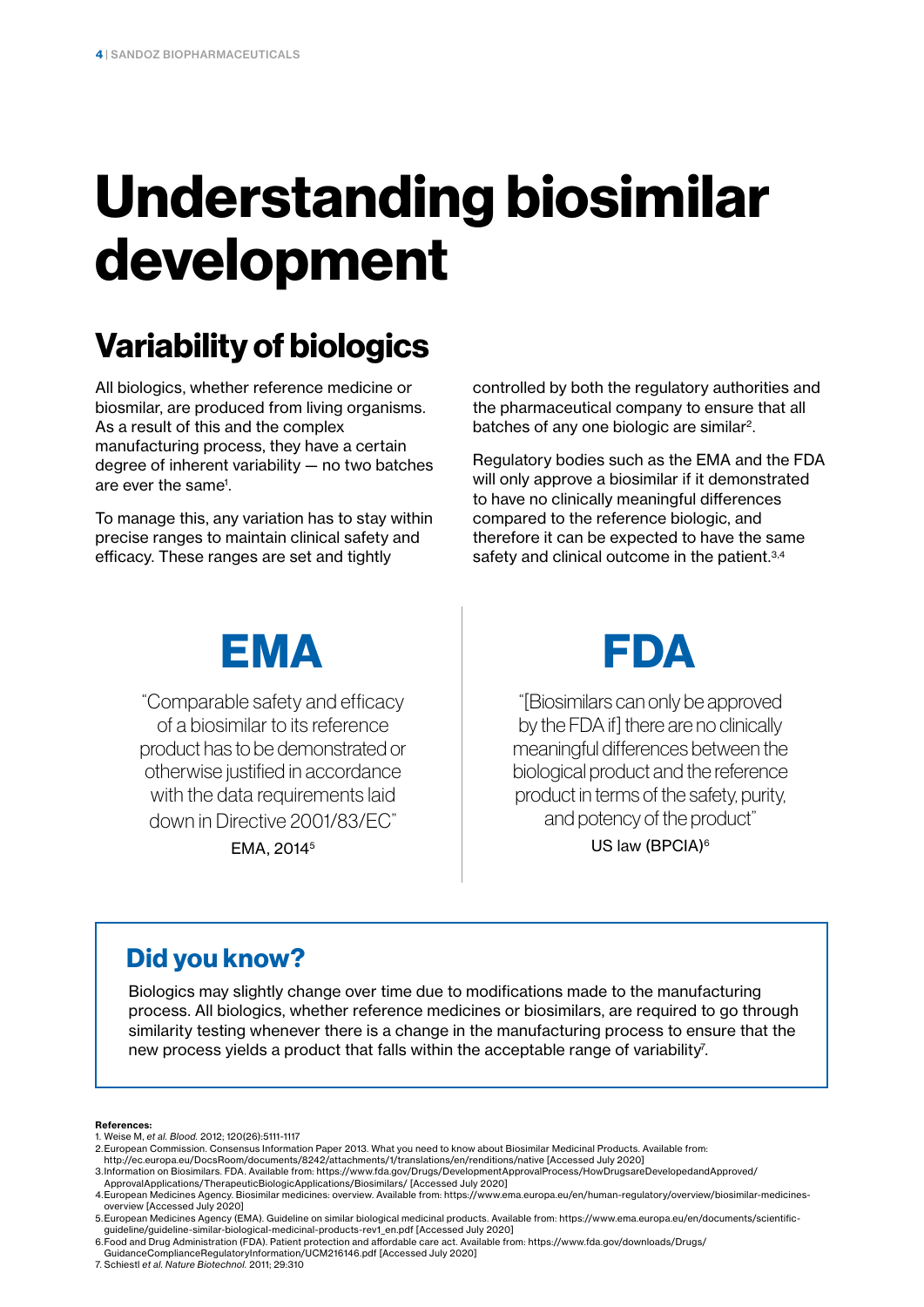# Understanding biosimilar development

## Variability of biologics

All biologics, whether reference medicine or biosimilar, are produced from living organisms. As a result of this and the complex manufacturing process, they have a certain degree of inherent variability — no two batches are ever the same[1].

To manage this, any variation has to stay within precise ranges to maintain clinical safety and efficacy. These ranges are set and tightly controlled by both the regulatory authorities and the pharmaceutical company to ensure that all batches of any one biologic are similar[2].

Regulatory bodies such as the EMA and the FDA will only approve a biosimilar if it demonstrated to have no clinically meaningful differences compared to the reference biologic, and therefore it can be expected to have the same safety and clinical outcome in the patient.[3,4]

## EMA

"Comparable safety and efficacy of a biosimilar to its reference product has to be demonstrated or otherwise justified in accordance with the data requirements laid down in Directive 2001/83/EC"

EMA, 2014[5]

## FDA

"[Biosimilars can only be approved by the FDA if] there are no clinically meaningful differences between the biological product and the reference product in terms of the safety, purity, and potency of the product"

US law (BPCIA)[6]

### Did you know?

Biologics may slightly change over time due to modifications made to the manufacturing process. All biologics, whether reference medicines or biosimilars, are required to go through similarity testing whenever there is a change in the manufacturing process to ensure that the new process yields a product that falls within the acceptable range of variability[7].

**References:**

1. Weise M, *et al. Blood.* 2012; 120(26):5111-1117
2. European Commission. Consensus Information Paper 2013. What you need to know about Biosimilar Medicinal Products. Available from: http://ec.europa.eu/DocsRoom/documents/8242/attachments/1/translations/en/renditions/native [Accessed July 2020]
3. Information on Biosimilars. FDA. Available from: https://www.fda.gov/Drugs/DevelopmentApprovalProcess/HowDrugsareDevelopedandApproved/ApprovalApplications/TherapeuticBiologicApplications/Biosimilars/ [Accessed July 2020]
4. European Medicines Agency. Biosimilar medicines: overview. Available from: https://www.ema.europa.eu/en/human-regulatory/overview/biosimilar-medicines-overview [Accessed July 2020]
5. European Medicines Agency (EMA). Guideline on similar biological medicinal products. Available from: https://www.ema.europa.eu/en/documents/scientific-guideline/guideline-similar-biological-medicinal-products-rev1_en.pdf [Accessed July 2020]
6. Food and Drug Administration (FDA). Patient protection and affordable care act. Available from: https://www.fda.gov/downloads/Drugs/GuidanceComplianceRegulatoryInformation/UCM216146.pdf [Accessed July 2020]
7. Schiestl *et al. Nature Biotechnol.* 2011; 29:310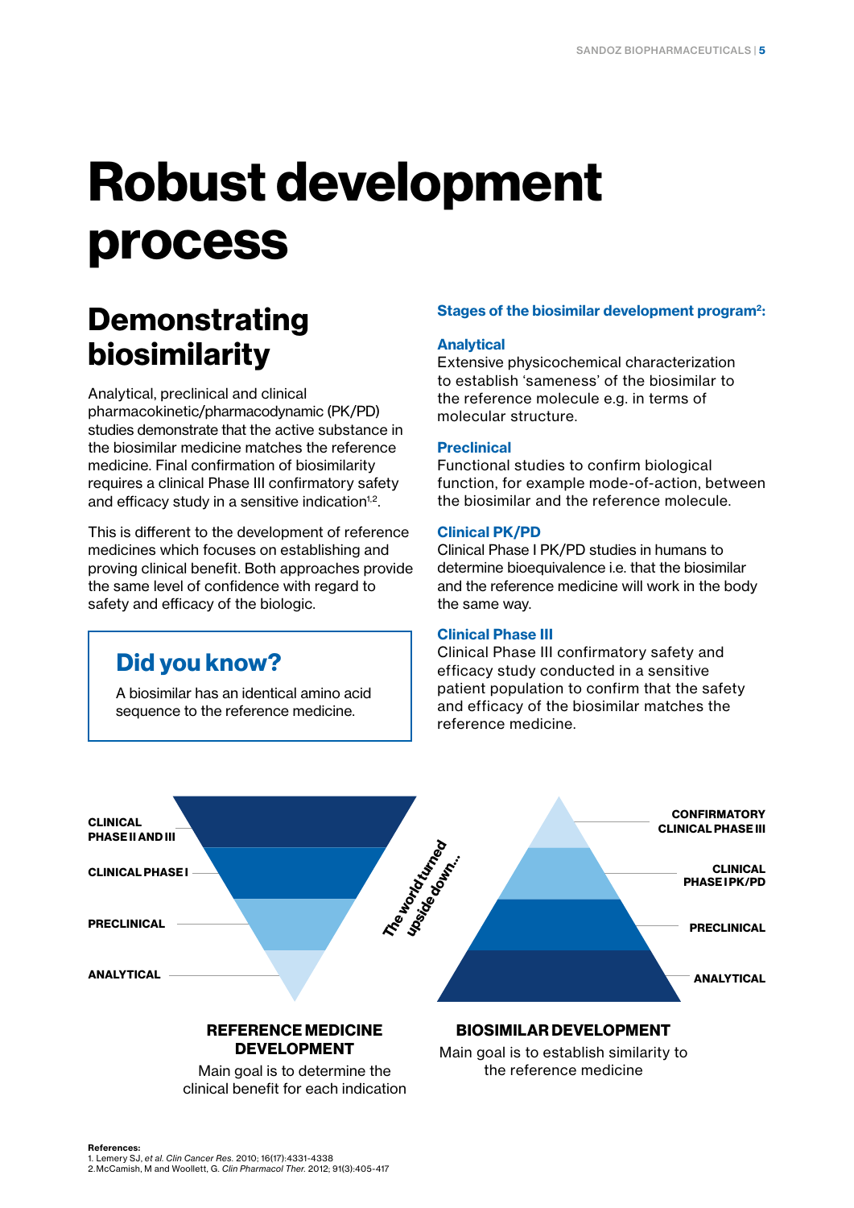# Robust development process

## Demonstrating biosimilarity

Analytical, preclinical and clinical pharmacokinetic/pharmacodynamic (PK/PD) studies demonstrate that the active substance in the biosimilar medicine matches the reference medicine. Final confirmation of biosimilarity requires a clinical Phase III confirmatory safety and efficacy study in a sensitive indication[1,2].

This is different to the development of reference medicines which focuses on establishing and proving clinical benefit. Both approaches provide the same level of confidence with regard to safety and efficacy of the biologic.

### Did you know?

A biosimilar has an identical amino acid sequence to the reference medicine.

### Stages of the biosimilar development program[2]:

**Analytical**
Extensive physicochemical characterization to establish 'sameness' of the biosimilar to the reference molecule e.g. in terms of molecular structure.

**Preclinical**
Functional studies to confirm biological function, for example mode-of-action, between the biosimilar and the reference molecule.

**Clinical PK/PD**
Clinical Phase I PK/PD studies in humans to determine bioequivalence i.e. that the biosimilar and the reference medicine will work in the body the same way.

**Clinical Phase III**
Clinical Phase III confirmatory safety and efficacy study conducted in a sensitive patient population to confirm that the safety and efficacy of the biosimilar matches the reference medicine.

CLINICAL PHASE II AND III

CLINICAL PHASE I

PRECLINICAL

ANALYTICAL

The world turned upside down...

CONFIRMATORY CLINICAL PHASE III

CLINICAL PHASE I PK/PD

PRECLINICAL

ANALYTICAL

**REFERENCE MEDICINE DEVELOPMENT**

Main goal is to determine the clinical benefit for each indication

**BIOSIMILAR DEVELOPMENT**

Main goal is to establish similarity to the reference medicine

**References:**
1. Lemery SJ, *et al. Clin Cancer Res.* 2010; 16(17):4331-4338
2. McCamish, M and Woollett, G. *Clin Pharmacol Ther.* 2012; 91(3):405-417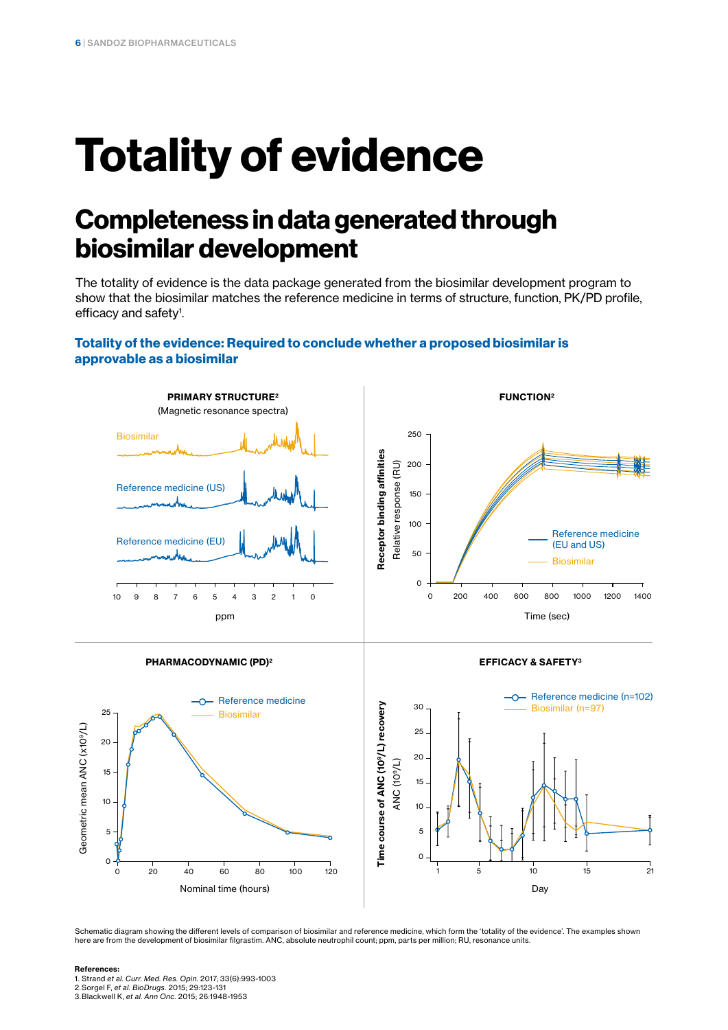# Totality of evidence

## Completeness in data generated through biosimilar development

The totality of evidence is the data package generated from the biosimilar development program to show that the biosimilar matches the reference medicine in terms of structure, function, PK/PD profile, efficacy and safety[1].

### Totality of the evidence: Required to conclude whether a proposed biosimilar is approvable as a biosimilar

**PRIMARY STRUCTURE**[2]
(Magnetic resonance spectra)

Biosimilar

Reference medicine (US)

Reference medicine (EU)

ppm

**FUNCTION**[2]

Receptor binding affinities
Relative response (RU)

Reference medicine (EU and US)

Biosimilar

Time (sec)

**PHARMACODYNAMIC (PD)**[2]

Reference medicine

Biosimilar

Geometric mean ANC ($x10^9$/L)

Nominal time (hours)

**EFFICACY & SAFETY**[3]

Reference medicine (n=102)

Biosimilar (n=97)

Time course of ANC ($10^9$/L) recovery
ANC ($10^9$/L)

Day

Schematic diagram showing the different levels of comparison of biosimilar and reference medicine, which form the 'totality of the evidence'. The examples shown here are from the development of biosimilar filgrastim. ANC, absolute neutrophil count; ppm, parts per million; RU, resonance units.

**References:**

1. Strand *et al. Curr. Med. Res. Opin.* 2017; 33(6):993-1003
2. Sorgel F, *et al. BioDrugs.* 2015; 29:123-131
3. Blackwell K, *et al. Ann Onc.* 2015; 26:1948-1953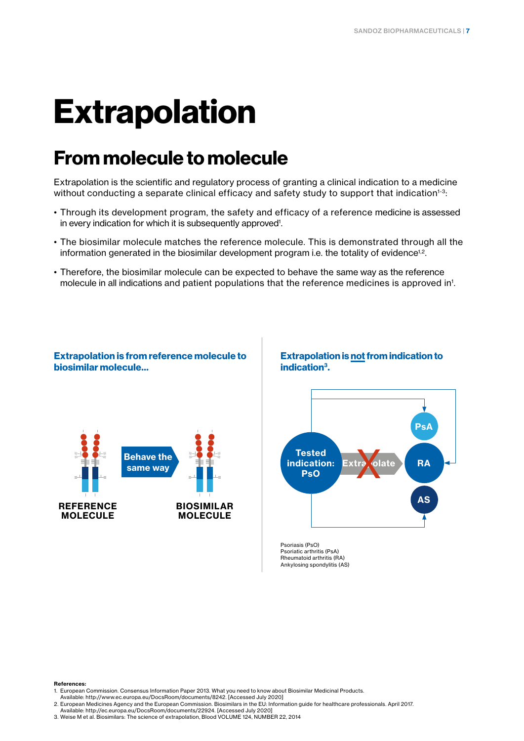# Extrapolation

## From molecule to molecule

Extrapolation is the scientific and regulatory process of granting a clinical indication to a medicine without conducting a separate clinical efficacy and safety study to support that indication[1-3]:

- Through its development program, the safety and efficacy of a reference medicine is assessed in every indication for which it is subsequently approved[1].
- The biosimilar molecule matches the reference molecule. This is demonstrated through all the information generated in the biosimilar development program i.e. the totality of evidence[1,2].
- Therefore, the biosimilar molecule can be expected to behave the same way as the reference molecule in all indications and patient populations that the reference medicines is approved in[1].

**Extrapolation is from reference molecule to biosimilar molecule...**

REFERENCE MOLECULE — Behave the same way — BIOSIMILAR MOLECULE

**Extrapolation is not from indication to indication[3].**

Tested indication: PsO — Extrapolate (crossed out) — PsA, RA, AS

Psoriasis (PsO)
Psoriatic arthritis (PsA)
Rheumatoid arthritis (RA)
Ankylosing spondylitis (AS)

**References:**

1. European Commission. Consensus Information Paper 2013. What you need to know about Biosimilar Medicinal Products. Available: http://www.ec.europa.eu/DocsRoom/documents/8242. [Accessed July 2020]
2. European Medicines Agency and the European Commission. Biosimilars in the EU: Information guide for healthcare professionals. April 2017. Available: http://ec.europa.eu/DocsRoom/documents/22924. [Accessed July 2020]
3. Weise M et al. Biosimilars: The science of extrapolation, Blood VOLUME 124, NUMBER 22, 2014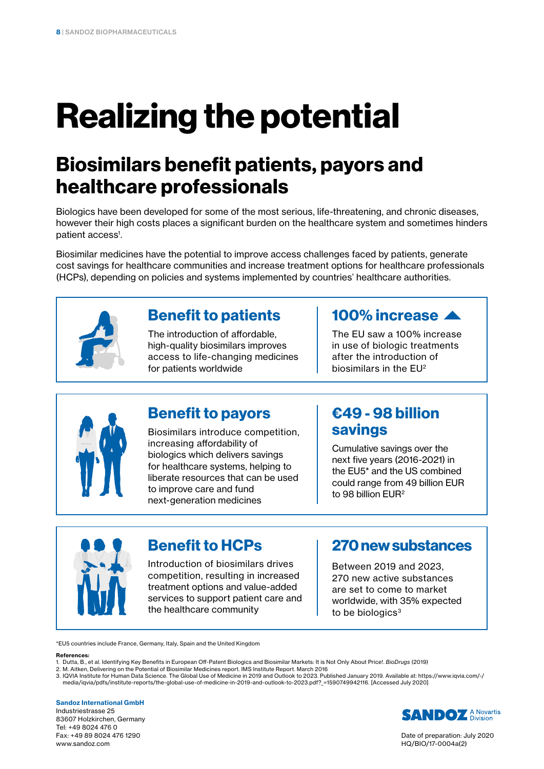# Realizing the potential

## Biosimilars benefit patients, payors and healthcare professionals

Biologics have been developed for some of the most serious, life-threatening, and chronic diseases, however their high costs places a significant burden on the healthcare system and sometimes hinders patient access[1].

Biosimilar medicines have the potential to improve access challenges faced by patients, generate cost savings for healthcare communities and increase treatment options for healthcare professionals (HCPs), depending on policies and systems implemented by countries' healthcare authorities.

### Benefit to patients

The introduction of affordable, high-quality biosimilars improves access to life-changing medicines for patients worldwide

### 100% increase ▲

The EU saw a 100% increase in use of biologic treatments after the introduction of biosimilars in the EU[2]

### Benefit to payors

Biosimilars introduce competition, increasing affordability of biologics which delivers savings for healthcare systems, helping to liberate resources that can be used to improve care and fund next-generation medicines

### €49 - 98 billion savings

Cumulative savings over the next five years (2016-2021) in the EU5* and the US combined could range from 49 billion EUR to 98 billion EUR[2]

### Benefit to HCPs

Introduction of biosimilars drives competition, resulting in increased treatment options and value-added services to support patient care and the healthcare community

### 270 new substances

Between 2019 and 2023, 270 new active substances are set to come to market worldwide, with 35% expected to be biologics[3]

*EU5 countries include France, Germany, Italy, Spain and the United Kingdom

**References:**

1. Dutta, B., et al. Identifying Key Benefits in European Off-Patent Biologics and Biosimilar Markets: It is Not Only About Price!. *BioDrugs* (2019)
2. M. Aitken, Delivering on the Potential of Biosimilar Medicines report. IMS Institute Report. March 2016
3. IQVIA Institute for Human Data Science. The Global Use of Medicine in 2019 and Outlook to 2023. Published January 2019. Available at: https://www.iqvia.com/-/media/iqvia/pdfs/institute-reports/the-global-use-of-medicine-in-2019-and-outlook-to-2023.pdf?_=1590749942116. [Accessed July 2020]

**Sandoz International GmbH**
Industriestrasse 25
83607 Holzkirchen, Germany
Tel: +49 8024 476 0
Fax: +49 89 8024 476 1290
www.sandoz.com

SANDOZ A Novartis Division

Date of preparation: July 2020
HQ/BIO/17-0004a(2)